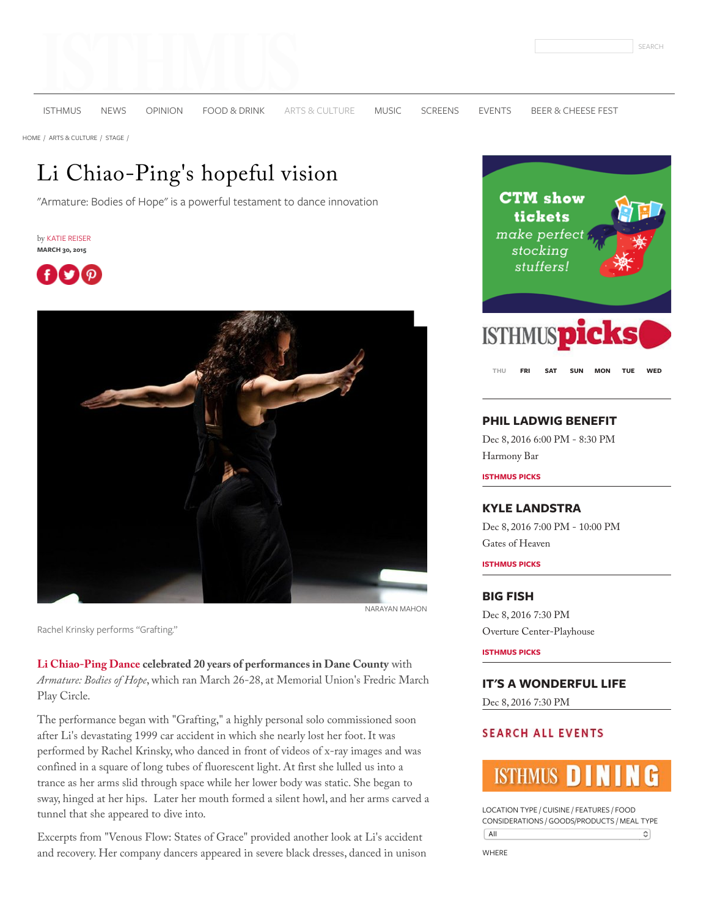# Li Chiao-Ping's hopeful vision

"Armature: Bodies of Hope" is a powerful testament to dance innovation

by KATIE REISER
MARCH 30, 2015

NARAYAN MAHON

Rachel Krinsky performs "Grafting."

**Li Chiao-Ping Dance celebrated 20 years of performances in Dane County** with *Armature: Bodies of Hope*, which ran March 26-28, at Memorial Union's Fredric March Play Circle.

The performance began with "Grafting," a highly personal solo commissioned soon after Li's devastating 1999 car accident in which she nearly lost her foot. It was performed by Rachel Krinsky, who danced in front of videos of x-ray images and was confined in a square of long tubes of fluorescent light. At first she lulled us into a trance as her arms slid through space while her lower body was static. She began to sway, hinged at her hips. Later her mouth formed a silent howl, and her arms carved a tunnel that she appeared to dive into.

Excerpts from "Venous Flow: States of Grace" provided another look at Li's accident and recovery. Her company dancers appeared in severe black dresses, danced in unison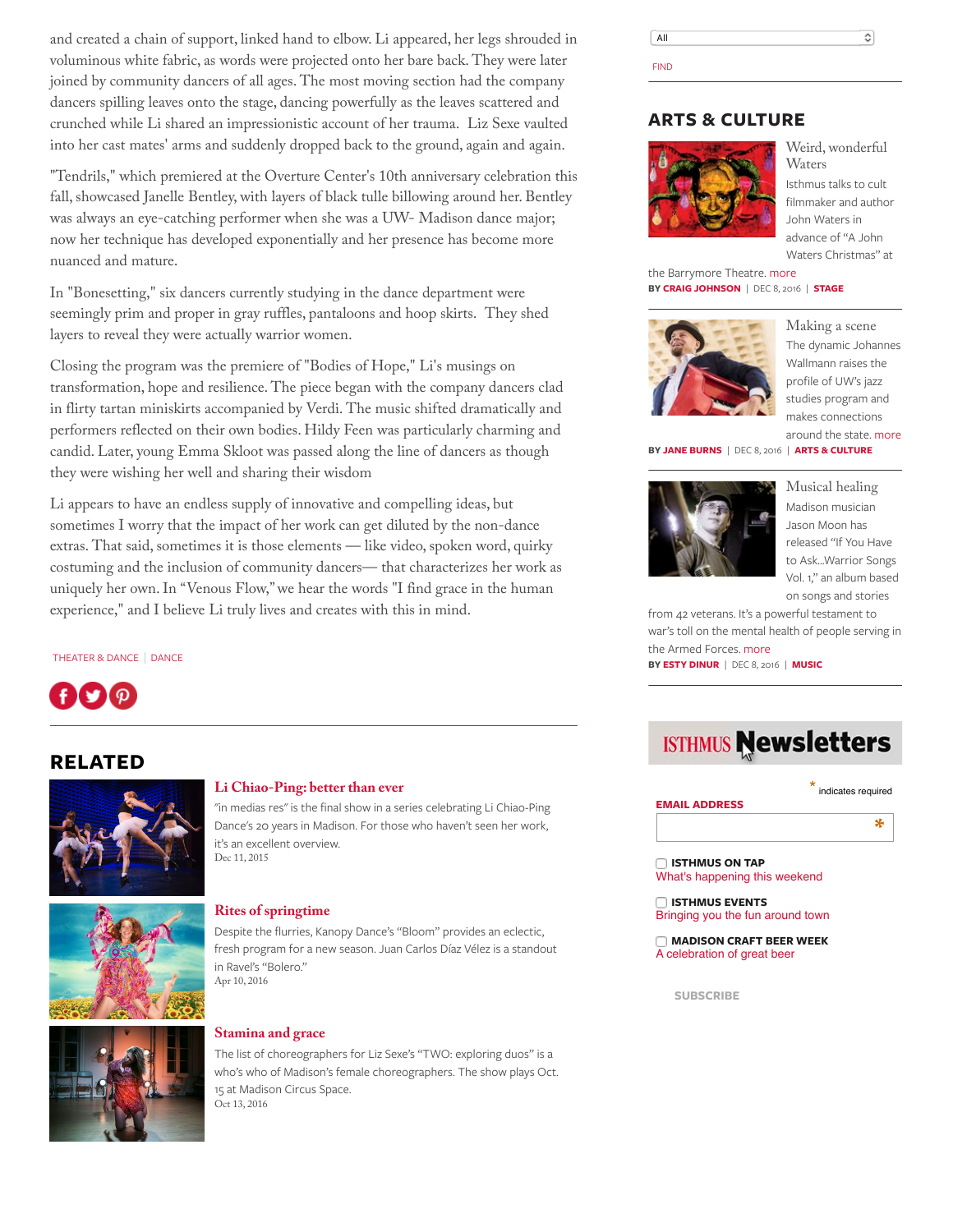and created a chain of support, linked hand to elbow. Li appeared, her legs shrouded in voluminous white fabric, as words were projected onto her bare back. They were later joined by community dancers of all ages. The most moving section had the company dancers spilling leaves onto the stage, dancing powerfully as the leaves scattered and crunched while Li shared an impressionistic account of her trauma. Liz Sexe vaulted into her cast mates' arms and suddenly dropped back to the ground, again and again.

"Tendrils," which premiered at the Overture Center's 10th anniversary celebration this fall, showcased Janelle Bentley, with layers of black tulle billowing around her. Bentley was always an eye-catching performer when she was a UW- Madison dance major; now her technique has developed exponentially and her presence has become more nuanced and mature.

In "Bonesetting," six dancers currently studying in the dance department were seemingly prim and proper in gray ruffles, pantaloons and hoop skirts. They shed layers to reveal they were actually warrior women.

Closing the program was the premiere of "Bodies of Hope," Li's musings on transformation, hope and resilience. The piece began with the company dancers clad in flirty tartan miniskirts accompanied by Verdi. The music shifted dramatically and performers reflected on their own bodies. Hildy Feen was particularly charming and candid. Later, young Emma Skloot was passed along the line of dancers as though they were wishing her well and sharing their wisdom

Li appears to have an endless supply of innovative and compelling ideas, but sometimes I worry that the impact of her work can get diluted by the non-dance extras. That said, sometimes it is those elements — like video, spoken word, quirky costuming and the inclusion of community dancers— that characterizes her work as uniquely her own. In "Venous Flow," we hear the words "I find grace in the human experience," and I believe Li truly lives and creates with this in mind.

THEATER & DANCE | DANCE

## RELATED

**Li Chiao-Ping: better than ever**

"in medias res" is the final show in a series celebrating Li Chiao-Ping Dance's 20 years in Madison. For those who haven't seen her work, it's an excellent overview.
Dec 11, 2015

**Rites of springtime**

Despite the flurries, Kanopy Dance's "Bloom" provides an eclectic, fresh program for a new season. Juan Carlos Díaz Vélez is a standout in Ravel's "Bolero."
Apr 10, 2016

**Stamina and grace**

The list of choreographers for Liz Sexe's "TWO: exploring duos" is a who's who of Madison's female choreographers. The show plays Oct. 15 at Madison Circus Space.
Oct 13, 2016

All

FIND

## ARTS & CULTURE

**Weird, wonderful Waters**

Isthmus talks to cult filmmaker and author John Waters in advance of "A John Waters Christmas" at the Barrymore Theatre. more

BY CRAIG JOHNSON | DEC 8, 2016 | STAGE

**Making a scene**

The dynamic Johannes Wallmann raises the profile of UW's jazz studies program and makes connections around the state. more

BY JANE BURNS | DEC 8, 2016 | ARTS & CULTURE

**Musical healing**

Madison musician Jason Moon has released "If You Have to Ask...Warrior Songs Vol. 1," an album based on songs and stories from 42 veterans. It's a powerful testament to war's toll on the mental health of people serving in the Armed Forces. more

BY ESTY DINUR | DEC 8, 2016 | MUSIC

ISTHMUS Newsletters

* indicates required

EMAIL ADDRESS *

ISTHMUS ON TAP
What's happening this weekend

ISTHMUS EVENTS
Bringing you the fun around town

MADISON CRAFT BEER WEEK
A celebration of great beer

SUBSCRIBE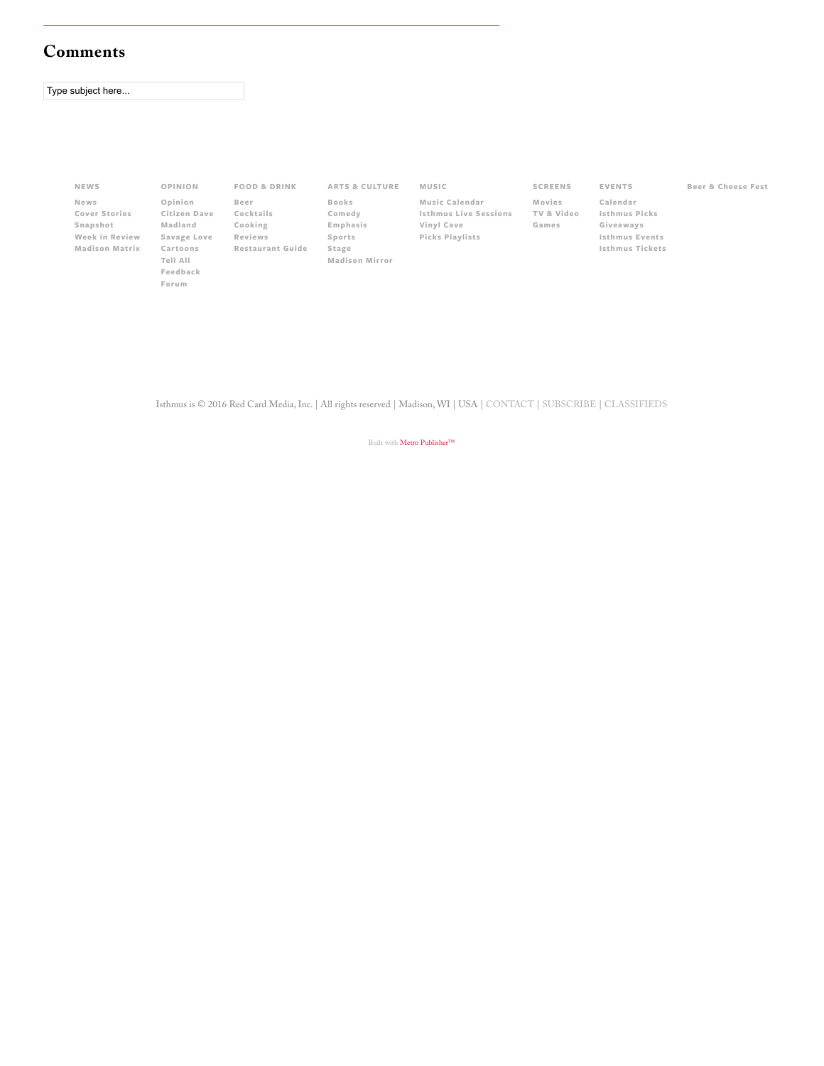## Comments

Type subject here...

**NEWS**
- News
- Cover Stories
- Snapshot
- Week in Review
- Madison Matrix

**OPINION**
- Opinion
- Citizen Dave
- Madland
- Savage Love
- Cartoons
- Tell All
- Feedback
- Forum

**FOOD & DRINK**
- Beer
- Cocktails
- Cooking
- Reviews
- Restaurant Guide

**ARTS & CULTURE**
- Books
- Comedy
- Emphasis
- Sports
- Stage
- Madison Mirror

**MUSIC**
- Music Calendar
- Isthmus Live Sessions
- Vinyl Cave
- Picks Playlists

**SCREENS**
- Movies
- TV & Video
- Games

**EVENTS**
- Calendar
- Isthmus Picks
- Giveaways
- Isthmus Events
- Isthmus Tickets

**Beer & Cheese Fest**

Isthmus is © 2016 Red Card Media, Inc. | All rights reserved | Madison, WI | USA | CONTACT | SUBSCRIBE | CLASSIFIEDS

Built with Metro Publisher™